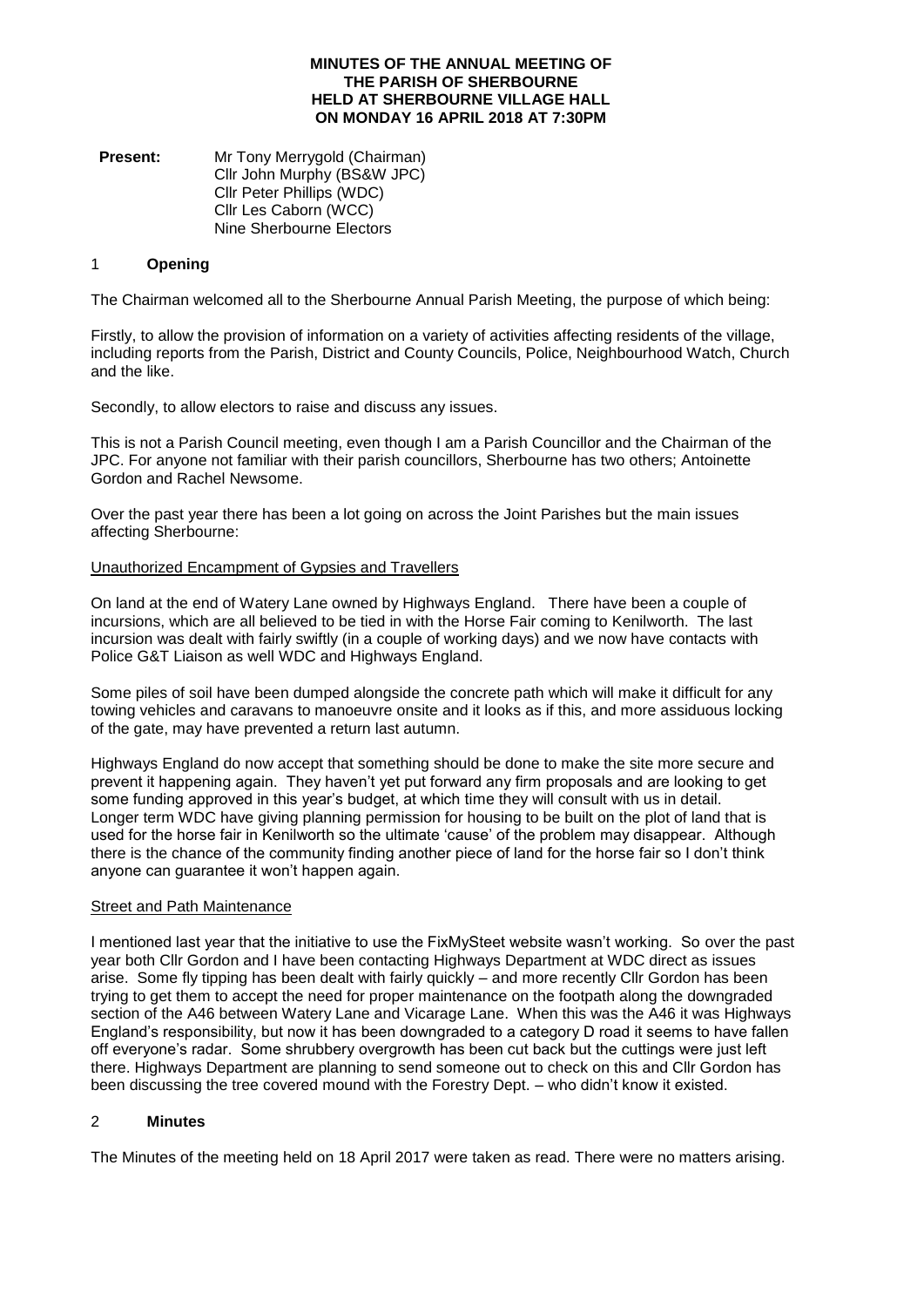# MINUTES OF THE ANNUAL MEETING OF THE PARISH OF SHERBOURNE HELD AT SHERBOURNE VILLAGE HALL ON MONDAY 16 APRIL 2018 AT 7:30PM

**Present:** Mr Tony Merrygold (Chairman)
Cllr John Murphy (BS&W JPC)
Cllr Peter Phillips (WDC)
Cllr Les Caborn (WCC)
Nine Sherbourne Electors

## 1 Opening

The Chairman welcomed all to the Sherbourne Annual Parish Meeting, the purpose of which being:

Firstly, to allow the provision of information on a variety of activities affecting residents of the village, including reports from the Parish, District and County Councils, Police, Neighbourhood Watch, Church and the like.

Secondly, to allow electors to raise and discuss any issues.

This is not a Parish Council meeting, even though I am a Parish Councillor and the Chairman of the JPC. For anyone not familiar with their parish councillors, Sherbourne has two others; Antoinette Gordon and Rachel Newsome.

Over the past year there has been a lot going on across the Joint Parishes but the main issues affecting Sherbourne:

Unauthorized Encampment of Gypsies and Travellers

On land at the end of Watery Lane owned by Highways England. There have been a couple of incursions, which are all believed to be tied in with the Horse Fair coming to Kenilworth. The last incursion was dealt with fairly swiftly (in a couple of working days) and we now have contacts with Police G&T Liaison as well WDC and Highways England.

Some piles of soil have been dumped alongside the concrete path which will make it difficult for any towing vehicles and caravans to manoeuvre onsite and it looks as if this, and more assiduous locking of the gate, may have prevented a return last autumn.

Highways England do now accept that something should be done to make the site more secure and prevent it happening again. They haven't yet put forward any firm proposals and are looking to get some funding approved in this year's budget, at which time they will consult with us in detail. Longer term WDC have giving planning permission for housing to be built on the plot of land that is used for the horse fair in Kenilworth so the ultimate 'cause' of the problem may disappear. Although there is the chance of the community finding another piece of land for the horse fair so I don't think anyone can guarantee it won't happen again.

Street and Path Maintenance

I mentioned last year that the initiative to use the FixMySteet website wasn't working. So over the past year both Cllr Gordon and I have been contacting Highways Department at WDC direct as issues arise. Some fly tipping has been dealt with fairly quickly – and more recently Cllr Gordon has been trying to get them to accept the need for proper maintenance on the footpath along the downgraded section of the A46 between Watery Lane and Vicarage Lane. When this was the A46 it was Highways England's responsibility, but now it has been downgraded to a category D road it seems to have fallen off everyone's radar. Some shrubbery overgrowth has been cut back but the cuttings were just left there. Highways Department are planning to send someone out to check on this and Cllr Gordon has been discussing the tree covered mound with the Forestry Dept. – who didn't know it existed.

## 2 Minutes

The Minutes of the meeting held on 18 April 2017 were taken as read. There were no matters arising.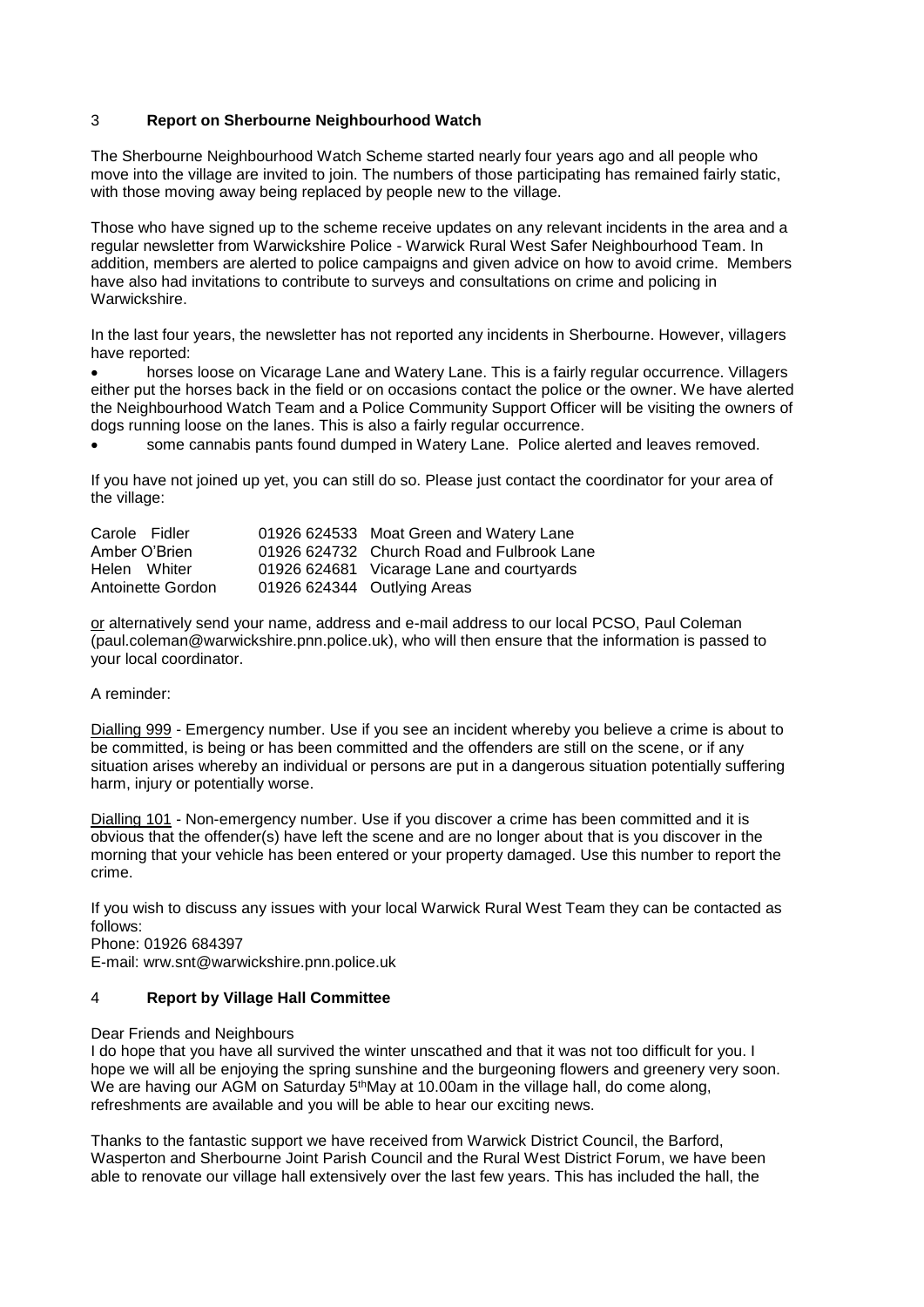## 3 **Report on Sherbourne Neighbourhood Watch**

The Sherbourne Neighbourhood Watch Scheme started nearly four years ago and all people who move into the village are invited to join. The numbers of those participating has remained fairly static, with those moving away being replaced by people new to the village.

Those who have signed up to the scheme receive updates on any relevant incidents in the area and a regular newsletter from Warwickshire Police - Warwick Rural West Safer Neighbourhood Team. In addition, members are alerted to police campaigns and given advice on how to avoid crime. Members have also had invitations to contribute to surveys and consultations on crime and policing in Warwickshire.

In the last four years, the newsletter has not reported any incidents in Sherbourne. However, villagers have reported:

- horses loose on Vicarage Lane and Watery Lane. This is a fairly regular occurrence. Villagers either put the horses back in the field or on occasions contact the police or the owner. We have alerted the Neighbourhood Watch Team and a Police Community Support Officer will be visiting the owners of dogs running loose on the lanes. This is also a fairly regular occurrence.
- some cannabis pants found dumped in Watery Lane. Police alerted and leaves removed.

If you have not joined up yet, you can still do so. Please just contact the coordinator for your area of the village:

| | | |
|---|---|---|
| Carole Fidler | 01926 624533 | Moat Green and Watery Lane |
| Amber O'Brien | 01926 624732 | Church Road and Fulbrook Lane |
| Helen Whiter | 01926 624681 | Vicarage Lane and courtyards |
| Antoinette Gordon | 01926 624344 | Outlying Areas |

or alternatively send your name, address and e-mail address to our local PCSO, Paul Coleman (paul.coleman@warwickshire.pnn.police.uk), who will then ensure that the information is passed to your local coordinator.

A reminder:

Dialling 999 - Emergency number. Use if you see an incident whereby you believe a crime is about to be committed, is being or has been committed and the offenders are still on the scene, or if any situation arises whereby an individual or persons are put in a dangerous situation potentially suffering harm, injury or potentially worse.

Dialling 101 - Non-emergency number. Use if you discover a crime has been committed and it is obvious that the offender(s) have left the scene and are no longer about that is you discover in the morning that your vehicle has been entered or your property damaged. Use this number to report the crime.

If you wish to discuss any issues with your local Warwick Rural West Team they can be contacted as follows:
Phone: 01926 684397
E-mail: wrw.snt@warwickshire.pnn.police.uk

## 4 **Report by Village Hall Committee**

Dear Friends and Neighbours
I do hope that you have all survived the winter unscathed and that it was not too difficult for you. I hope we will all be enjoying the spring sunshine and the burgeoning flowers and greenery very soon. We are having our AGM on Saturday 5thMay at 10.00am in the village hall, do come along, refreshments are available and you will be able to hear our exciting news.

Thanks to the fantastic support we have received from Warwick District Council, the Barford, Wasperton and Sherbourne Joint Parish Council and the Rural West District Forum, we have been able to renovate our village hall extensively over the last few years. This has included the hall, the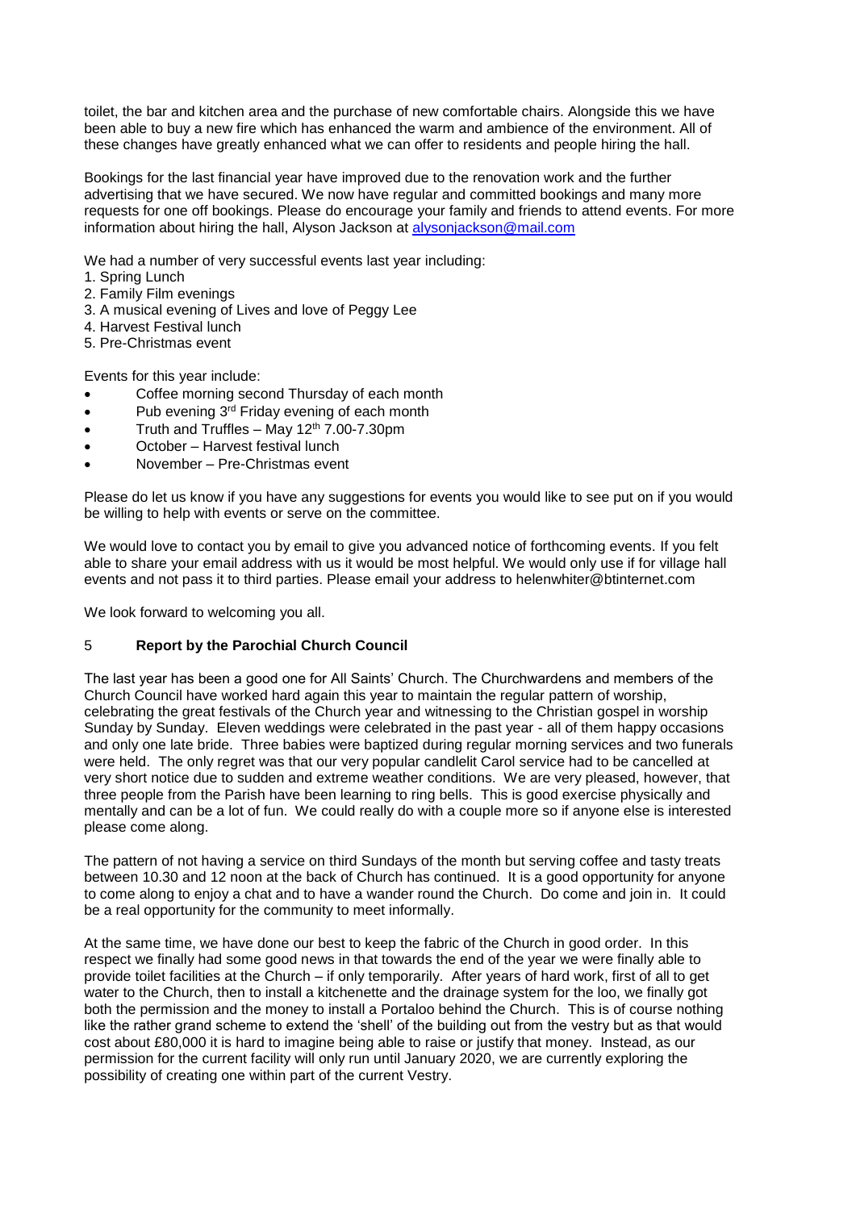toilet, the bar and kitchen area and the purchase of new comfortable chairs. Alongside this we have been able to buy a new fire which has enhanced the warm and ambience of the environment. All of these changes have greatly enhanced what we can offer to residents and people hiring the hall.

Bookings for the last financial year have improved due to the renovation work and the further advertising that we have secured. We now have regular and committed bookings and many more requests for one off bookings. Please do encourage your family and friends to attend events. For more information about hiring the hall, Alyson Jackson at alysonjackson@mail.com

We had a number of very successful events last year including:

1. Spring Lunch
2. Family Film evenings
3. A musical evening of Lives and love of Peggy Lee
4. Harvest Festival lunch
5. Pre-Christmas event

Events for this year include:

- Coffee morning second Thursday of each month
- Pub evening 3rd Friday evening of each month
- Truth and Truffles – May 12th 7.00-7.30pm
- October – Harvest festival lunch
- November – Pre-Christmas event

Please do let us know if you have any suggestions for events you would like to see put on if you would be willing to help with events or serve on the committee.

We would love to contact you by email to give you advanced notice of forthcoming events. If you felt able to share your email address with us it would be most helpful. We would only use if for village hall events and not pass it to third parties. Please email your address to helenwhiter@btinternet.com

We look forward to welcoming you all.

## 5 **Report by the Parochial Church Council**

The last year has been a good one for All Saints' Church. The Churchwardens and members of the Church Council have worked hard again this year to maintain the regular pattern of worship, celebrating the great festivals of the Church year and witnessing to the Christian gospel in worship Sunday by Sunday. Eleven weddings were celebrated in the past year - all of them happy occasions and only one late bride. Three babies were baptized during regular morning services and two funerals were held. The only regret was that our very popular candlelit Carol service had to be cancelled at very short notice due to sudden and extreme weather conditions. We are very pleased, however, that three people from the Parish have been learning to ring bells. This is good exercise physically and mentally and can be a lot of fun. We could really do with a couple more so if anyone else is interested please come along.

The pattern of not having a service on third Sundays of the month but serving coffee and tasty treats between 10.30 and 12 noon at the back of Church has continued. It is a good opportunity for anyone to come along to enjoy a chat and to have a wander round the Church. Do come and join in. It could be a real opportunity for the community to meet informally.

At the same time, we have done our best to keep the fabric of the Church in good order. In this respect we finally had some good news in that towards the end of the year we were finally able to provide toilet facilities at the Church – if only temporarily. After years of hard work, first of all to get water to the Church, then to install a kitchenette and the drainage system for the loo, we finally got both the permission and the money to install a Portaloo behind the Church. This is of course nothing like the rather grand scheme to extend the 'shell' of the building out from the vestry but as that would cost about £80,000 it is hard to imagine being able to raise or justify that money. Instead, as our permission for the current facility will only run until January 2020, we are currently exploring the possibility of creating one within part of the current Vestry.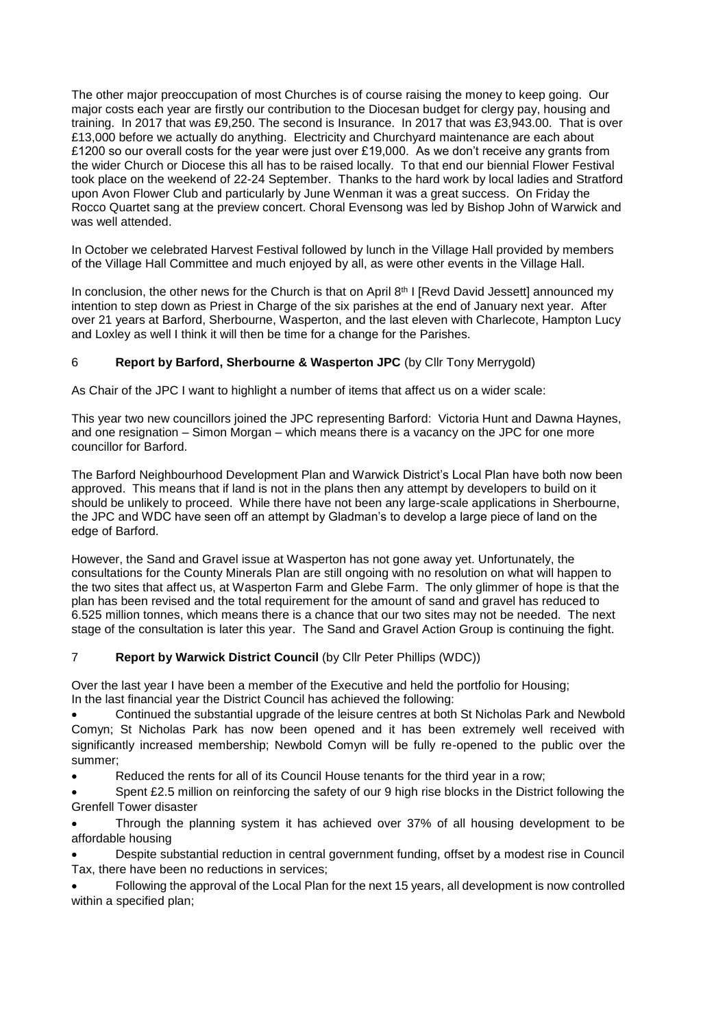The other major preoccupation of most Churches is of course raising the money to keep going. Our major costs each year are firstly our contribution to the Diocesan budget for clergy pay, housing and training. In 2017 that was £9,250. The second is Insurance. In 2017 that was £3,943.00. That is over £13,000 before we actually do anything. Electricity and Churchyard maintenance are each about £1200 so our overall costs for the year were just over £19,000. As we don't receive any grants from the wider Church or Diocese this all has to be raised locally. To that end our biennial Flower Festival took place on the weekend of 22-24 September. Thanks to the hard work by local ladies and Stratford upon Avon Flower Club and particularly by June Wenman it was a great success. On Friday the Rocco Quartet sang at the preview concert. Choral Evensong was led by Bishop John of Warwick and was well attended.

In October we celebrated Harvest Festival followed by lunch in the Village Hall provided by members of the Village Hall Committee and much enjoyed by all, as were other events in the Village Hall.

In conclusion, the other news for the Church is that on April 8th I [Revd David Jessett] announced my intention to step down as Priest in Charge of the six parishes at the end of January next year. After over 21 years at Barford, Sherbourne, Wasperton, and the last eleven with Charlecote, Hampton Lucy and Loxley as well I think it will then be time for a change for the Parishes.

## 6 **Report by Barford, Sherbourne & Wasperton JPC** (by Cllr Tony Merrygold)

As Chair of the JPC I want to highlight a number of items that affect us on a wider scale:

This year two new councillors joined the JPC representing Barford: Victoria Hunt and Dawna Haynes, and one resignation – Simon Morgan – which means there is a vacancy on the JPC for one more councillor for Barford.

The Barford Neighbourhood Development Plan and Warwick District's Local Plan have both now been approved. This means that if land is not in the plans then any attempt by developers to build on it should be unlikely to proceed. While there have not been any large-scale applications in Sherbourne, the JPC and WDC have seen off an attempt by Gladman's to develop a large piece of land on the edge of Barford.

However, the Sand and Gravel issue at Wasperton has not gone away yet. Unfortunately, the consultations for the County Minerals Plan are still ongoing with no resolution on what will happen to the two sites that affect us, at Wasperton Farm and Glebe Farm. The only glimmer of hope is that the plan has been revised and the total requirement for the amount of sand and gravel has reduced to 6.525 million tonnes, which means there is a chance that our two sites may not be needed. The next stage of the consultation is later this year. The Sand and Gravel Action Group is continuing the fight.

## 7 **Report by Warwick District Council** (by Cllr Peter Phillips (WDC))

Over the last year I have been a member of the Executive and held the portfolio for Housing;
In the last financial year the District Council has achieved the following:

- Continued the substantial upgrade of the leisure centres at both St Nicholas Park and Newbold Comyn; St Nicholas Park has now been opened and it has been extremely well received with significantly increased membership; Newbold Comyn will be fully re-opened to the public over the summer;
- Reduced the rents for all of its Council House tenants for the third year in a row;
- Spent £2.5 million on reinforcing the safety of our 9 high rise blocks in the District following the Grenfell Tower disaster
- Through the planning system it has achieved over 37% of all housing development to be affordable housing
- Despite substantial reduction in central government funding, offset by a modest rise in Council Tax, there have been no reductions in services;
- Following the approval of the Local Plan for the next 15 years, all development is now controlled within a specified plan;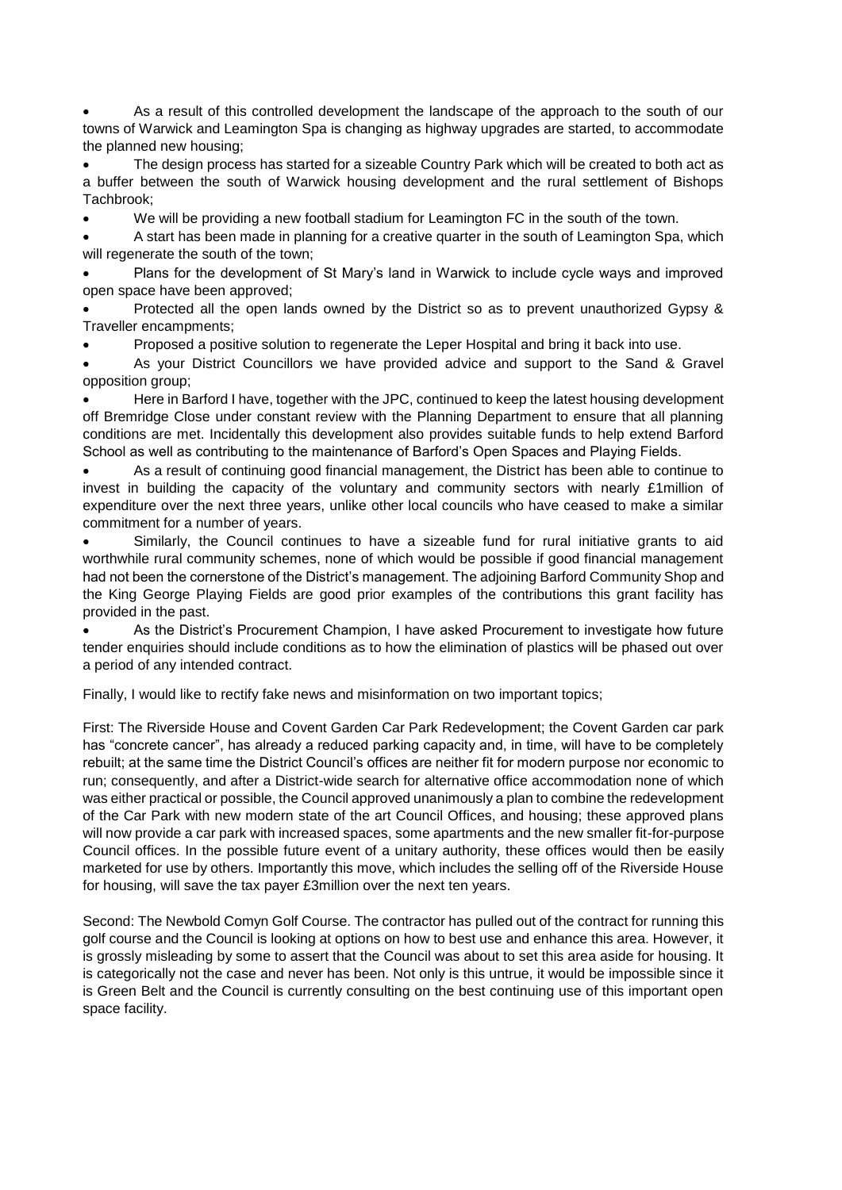- As a result of this controlled development the landscape of the approach to the south of our towns of Warwick and Leamington Spa is changing as highway upgrades are started, to accommodate the planned new housing;
- The design process has started for a sizeable Country Park which will be created to both act as a buffer between the south of Warwick housing development and the rural settlement of Bishops Tachbrook;
- We will be providing a new football stadium for Leamington FC in the south of the town.
- A start has been made in planning for a creative quarter in the south of Leamington Spa, which will regenerate the south of the town;
- Plans for the development of St Mary's land in Warwick to include cycle ways and improved open space have been approved;
- Protected all the open lands owned by the District so as to prevent unauthorized Gypsy & Traveller encampments;
- Proposed a positive solution to regenerate the Leper Hospital and bring it back into use.
- As your District Councillors we have provided advice and support to the Sand & Gravel opposition group;
- Here in Barford I have, together with the JPC, continued to keep the latest housing development off Bremridge Close under constant review with the Planning Department to ensure that all planning conditions are met. Incidentally this development also provides suitable funds to help extend Barford School as well as contributing to the maintenance of Barford's Open Spaces and Playing Fields.
- As a result of continuing good financial management, the District has been able to continue to invest in building the capacity of the voluntary and community sectors with nearly £1million of expenditure over the next three years, unlike other local councils who have ceased to make a similar commitment for a number of years.
- Similarly, the Council continues to have a sizeable fund for rural initiative grants to aid worthwhile rural community schemes, none of which would be possible if good financial management had not been the cornerstone of the District's management. The adjoining Barford Community Shop and the King George Playing Fields are good prior examples of the contributions this grant facility has provided in the past.
- As the District's Procurement Champion, I have asked Procurement to investigate how future tender enquiries should include conditions as to how the elimination of plastics will be phased out over a period of any intended contract.

Finally, I would like to rectify fake news and misinformation on two important topics;

First: The Riverside House and Covent Garden Car Park Redevelopment; the Covent Garden car park has "concrete cancer", has already a reduced parking capacity and, in time, will have to be completely rebuilt; at the same time the District Council's offices are neither fit for modern purpose nor economic to run; consequently, and after a District-wide search for alternative office accommodation none of which was either practical or possible, the Council approved unanimously a plan to combine the redevelopment of the Car Park with new modern state of the art Council Offices, and housing; these approved plans will now provide a car park with increased spaces, some apartments and the new smaller fit-for-purpose Council offices. In the possible future event of a unitary authority, these offices would then be easily marketed for use by others. Importantly this move, which includes the selling off of the Riverside House for housing, will save the tax payer £3million over the next ten years.

Second: The Newbold Comyn Golf Course. The contractor has pulled out of the contract for running this golf course and the Council is looking at options on how to best use and enhance this area. However, it is grossly misleading by some to assert that the Council was about to set this area aside for housing. It is categorically not the case and never has been. Not only is this untrue, it would be impossible since it is Green Belt and the Council is currently consulting on the best continuing use of this important open space facility.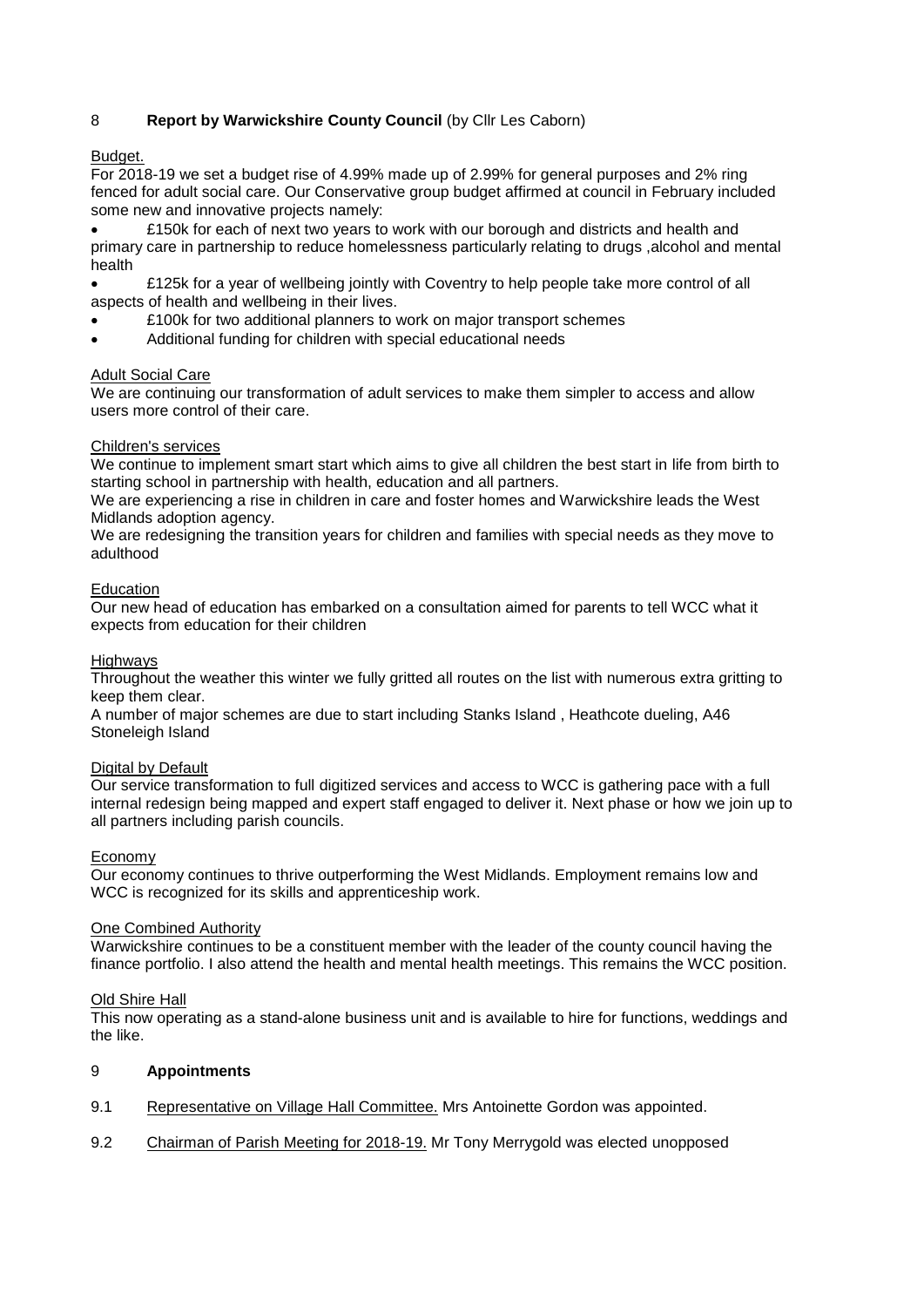## 8 **Report by Warwickshire County Council** (by Cllr Les Caborn)

Budget.

For 2018-19 we set a budget rise of 4.99% made up of 2.99% for general purposes and 2% ring fenced for adult social care. Our Conservative group budget affirmed at council in February included some new and innovative projects namely:

- £150k for each of next two years to work with our borough and districts and health and primary care in partnership to reduce homelessness particularly relating to drugs ,alcohol and mental health
- £125k for a year of wellbeing jointly with Coventry to help people take more control of all aspects of health and wellbeing in their lives.
- £100k for two additional planners to work on major transport schemes
- Additional funding for children with special educational needs

Adult Social Care

We are continuing our transformation of adult services to make them simpler to access and allow users more control of their care.

Children's services

We continue to implement smart start which aims to give all children the best start in life from birth to starting school in partnership with health, education and all partners.

We are experiencing a rise in children in care and foster homes and Warwickshire leads the West Midlands adoption agency.

We are redesigning the transition years for children and families with special needs as they move to adulthood

Education

Our new head of education has embarked on a consultation aimed for parents to tell WCC what it expects from education for their children

Highways

Throughout the weather this winter we fully gritted all routes on the list with numerous extra gritting to keep them clear.

A number of major schemes are due to start including Stanks Island , Heathcote dueling, A46 Stoneleigh Island

Digital by Default

Our service transformation to full digitized services and access to WCC is gathering pace with a full internal redesign being mapped and expert staff engaged to deliver it. Next phase or how we join up to all partners including parish councils.

Economy

Our economy continues to thrive outperforming the West Midlands. Employment remains low and WCC is recognized for its skills and apprenticeship work.

One Combined Authority

Warwickshire continues to be a constituent member with the leader of the county council having the finance portfolio. I also attend the health and mental health meetings. This remains the WCC position.

Old Shire Hall

This now operating as a stand-alone business unit and is available to hire for functions, weddings and the like.

## 9 **Appointments**

9.1 Representative on Village Hall Committee. Mrs Antoinette Gordon was appointed.

9.2 Chairman of Parish Meeting for 2018-19. Mr Tony Merrygold was elected unopposed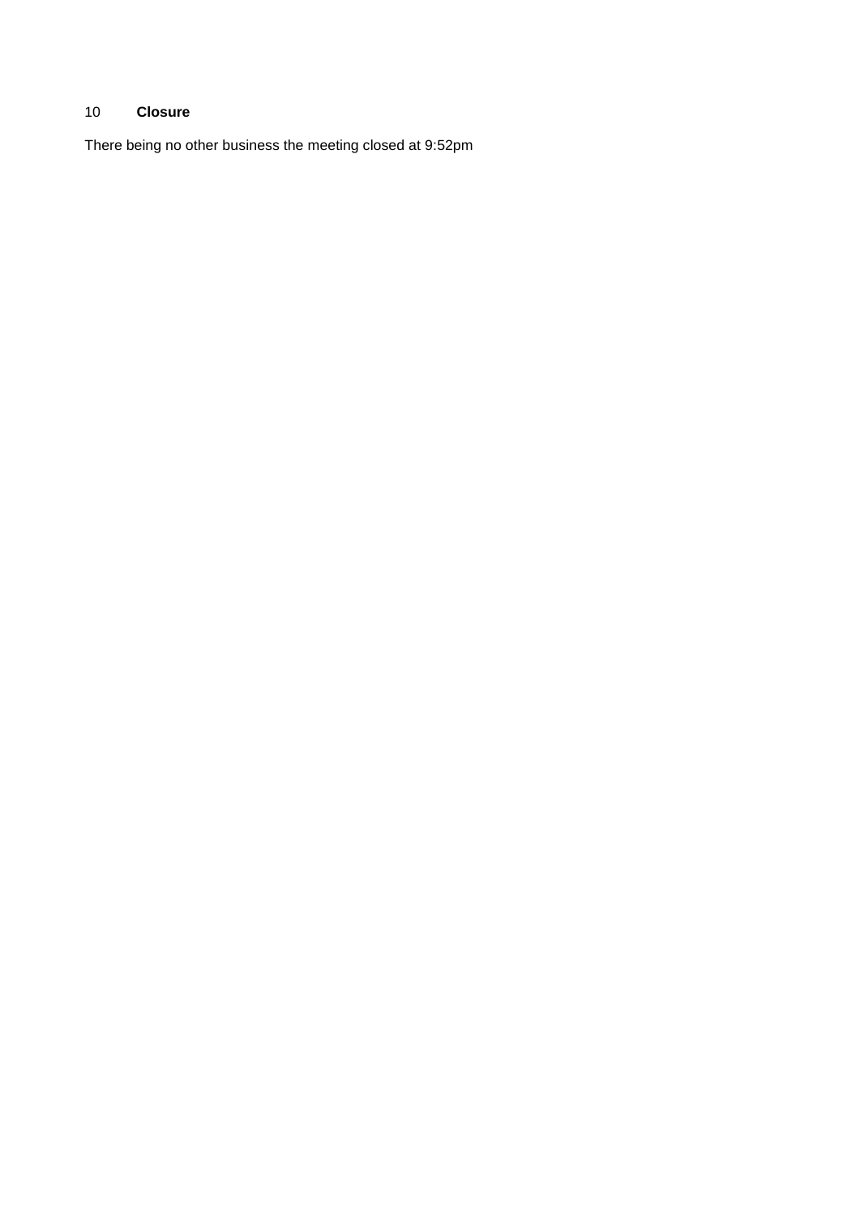## 10 **Closure**

There being no other business the meeting closed at 9:52pm